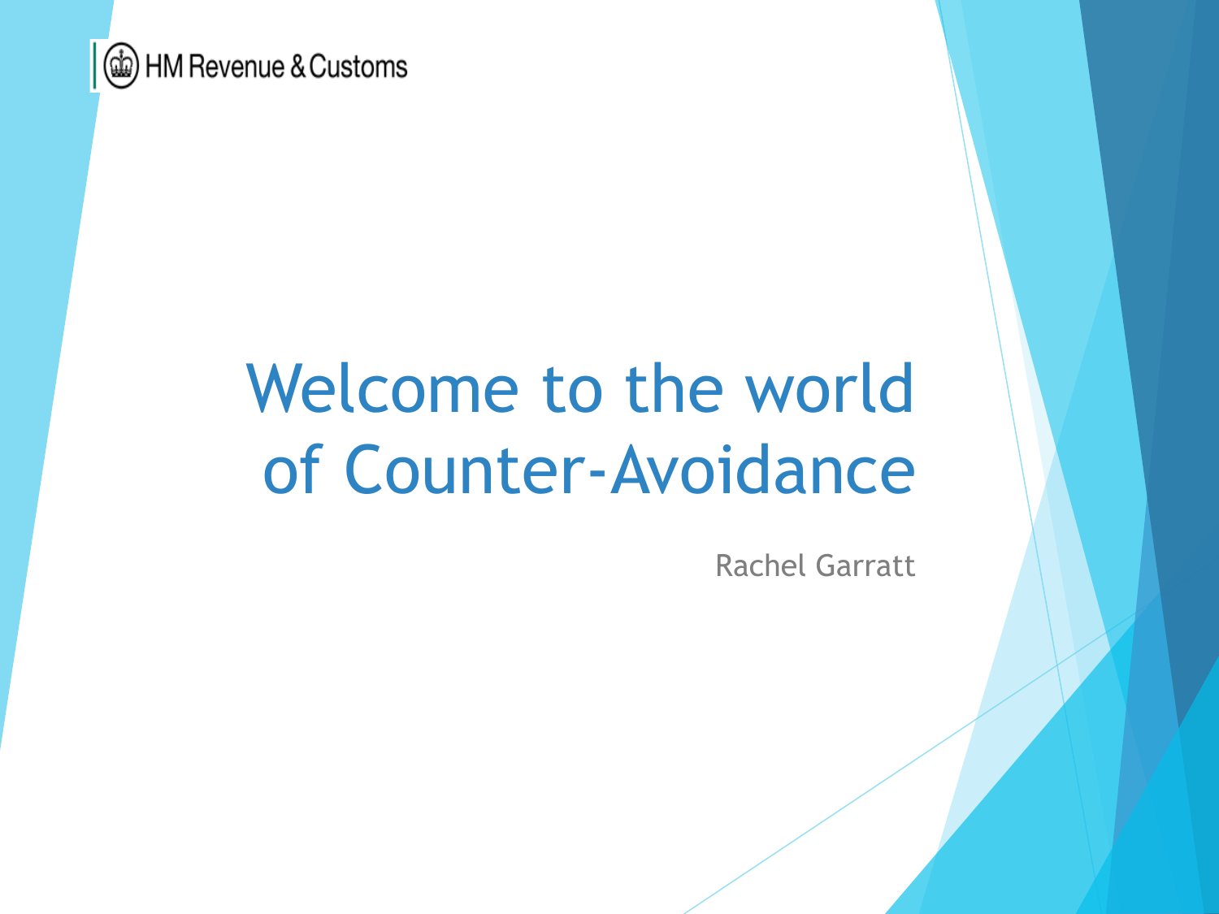HM Revenue & Customs

# Welcome to the world of Counter-Avoidance

Rachel Garratt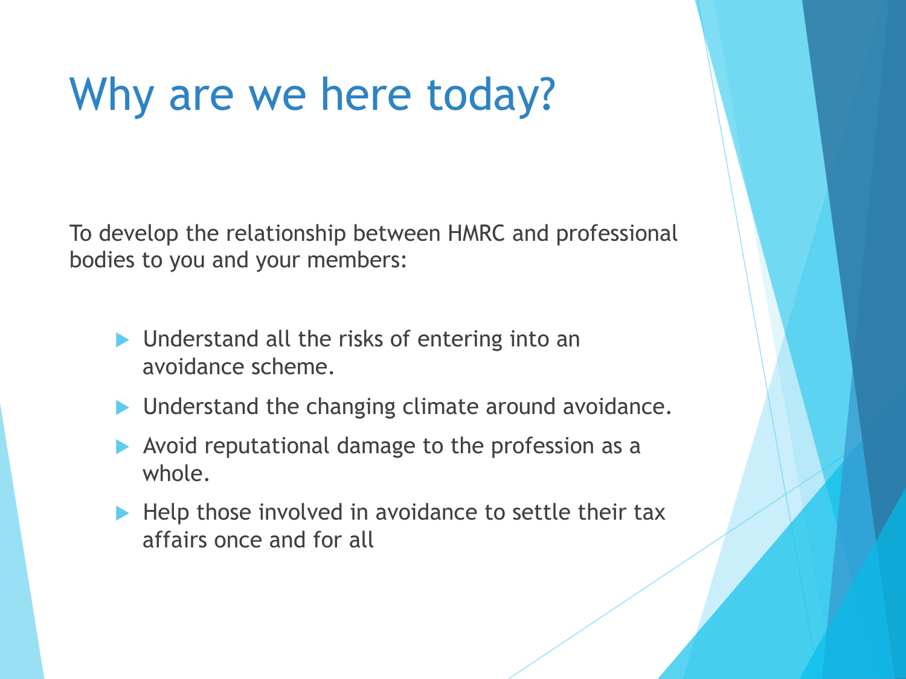# Why are we here today?

To develop the relationship between HMRC and professional bodies to you and your members:

- Understand all the risks of entering into an avoidance scheme.
- Understand the changing climate around avoidance.
- Avoid reputational damage to the profession as a whole.
- Help those involved in avoidance to settle their tax affairs once and for all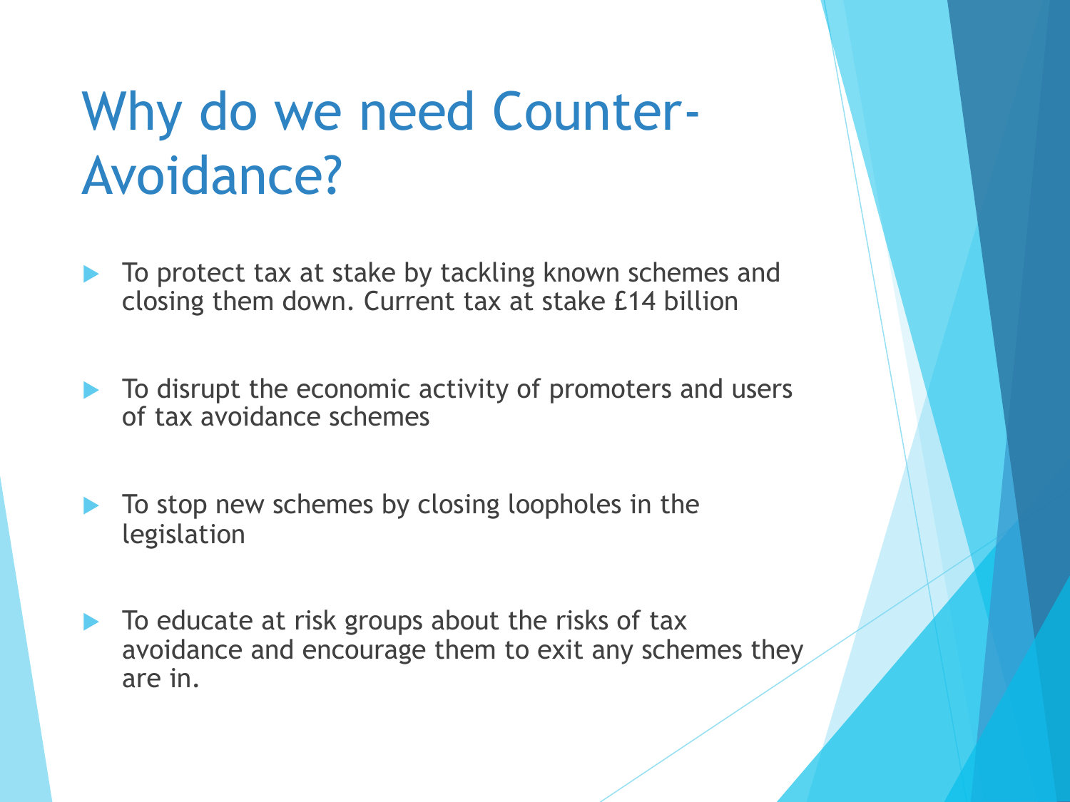# Why do we need Counter-Avoidance?

- To protect tax at stake by tackling known schemes and closing them down. Current tax at stake £14 billion

- To disrupt the economic activity of promoters and users of tax avoidance schemes

- To stop new schemes by closing loopholes in the legislation

- To educate at risk groups about the risks of tax avoidance and encourage them to exit any schemes they are in.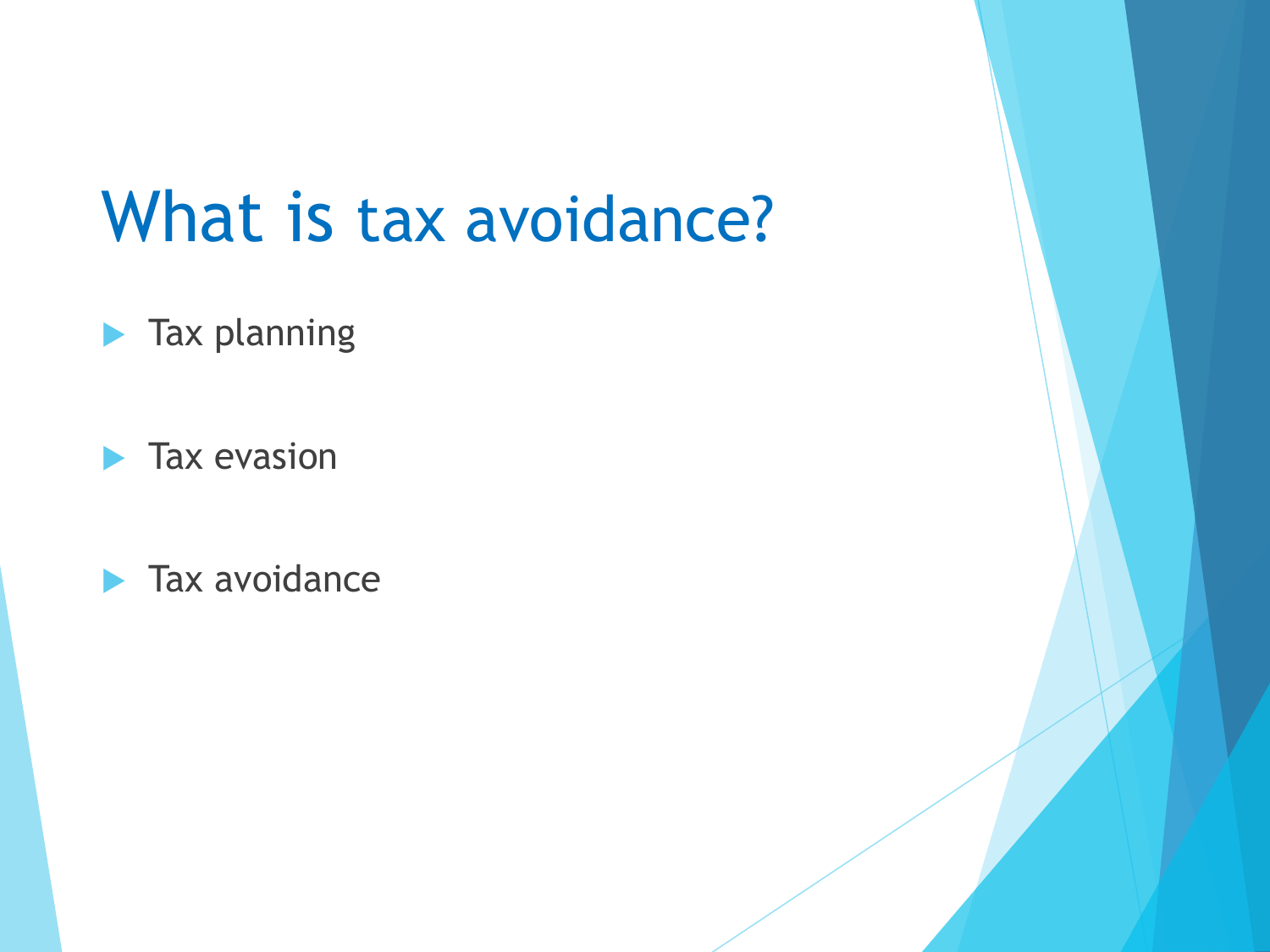# What is tax avoidance?

- Tax planning
- Tax evasion
- Tax avoidance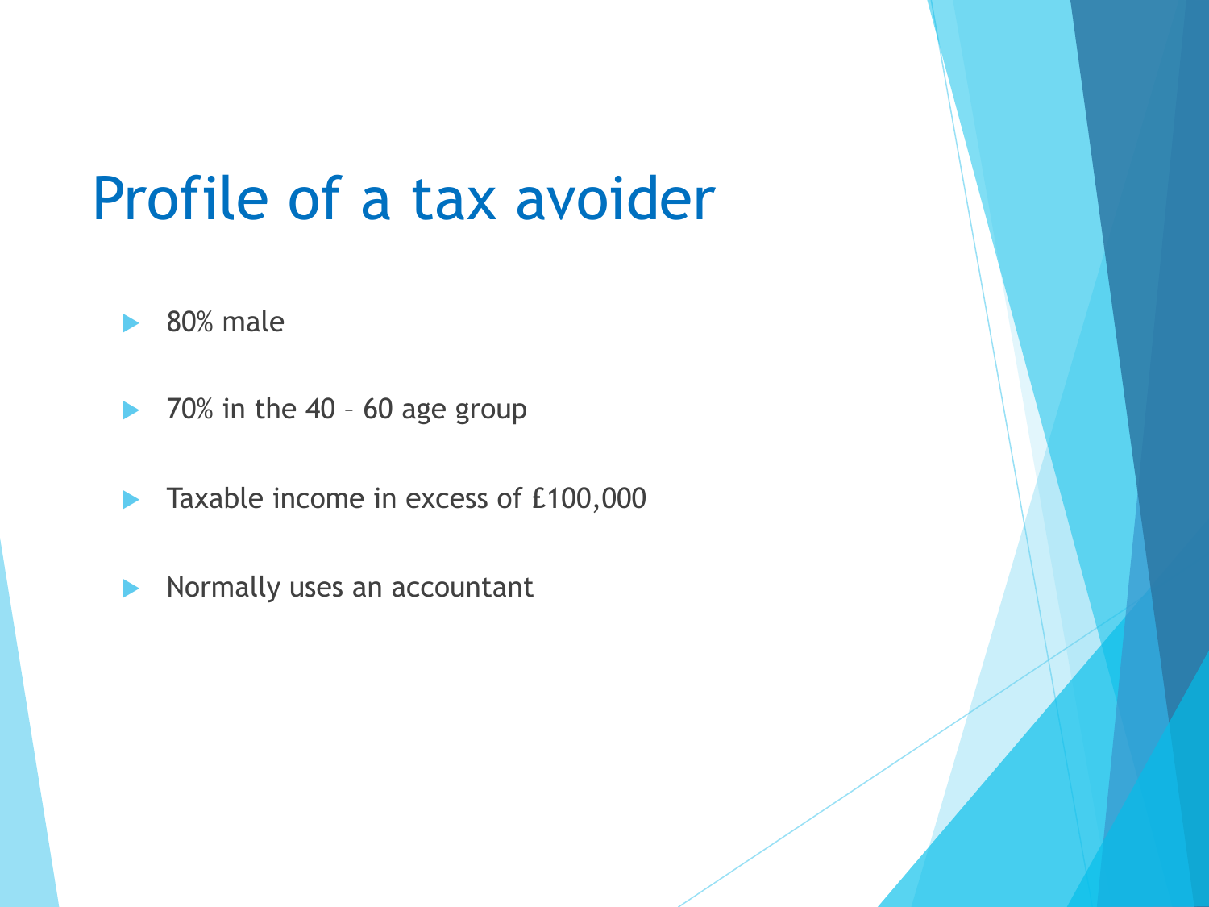# Profile of a tax avoider

- 80% male
- 70% in the 40 – 60 age group
- Taxable income in excess of £100,000
- Normally uses an accountant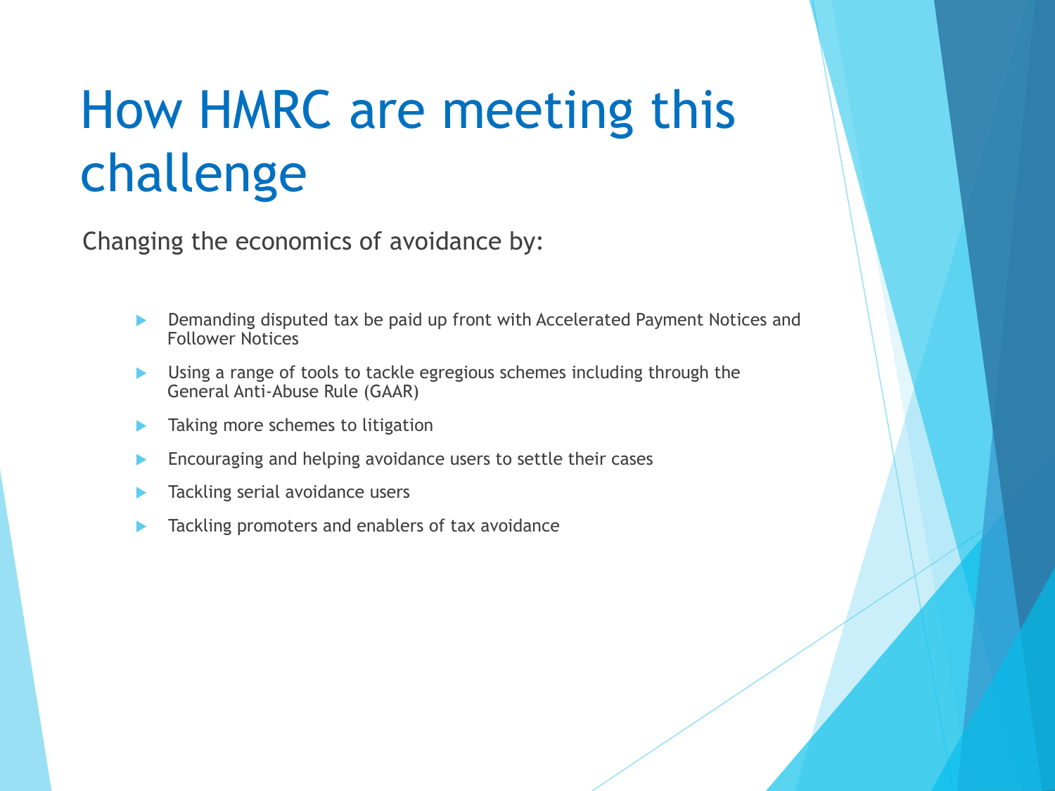# How HMRC are meeting this challenge

Changing the economics of avoidance by:

- Demanding disputed tax be paid up front with Accelerated Payment Notices and Follower Notices
- Using a range of tools to tackle egregious schemes including through the General Anti-Abuse Rule (GAAR)
- Taking more schemes to litigation
- Encouraging and helping avoidance users to settle their cases
- Tackling serial avoidance users
- Tackling promoters and enablers of tax avoidance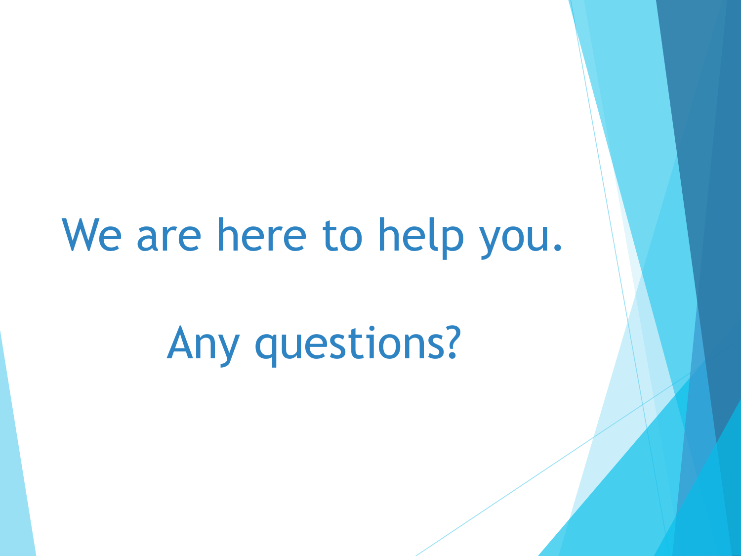We are here to help you.

Any questions?